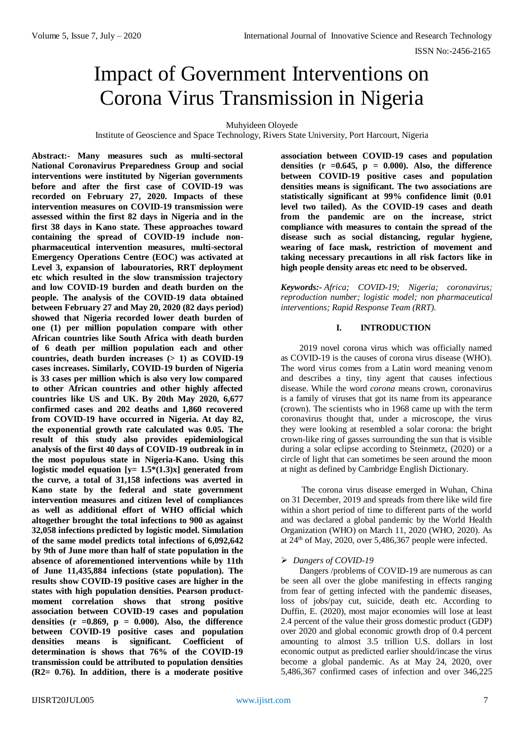# Impact of Government Interventions on Corona Virus Transmission in Nigeria

Muhyideen Oloyede

Institute of Geoscience and Space Technology, Rivers State University, Port Harcourt, Nigeria

**Abstract:- Many measures such as multi-sectoral National Coronavirus Preparedness Group and social interventions were instituted by Nigerian governments before and after the first case of COVID-19 was recorded on February 27, 2020. Impacts of these intervention measures on COVID-19 transmission were assessed within the first 82 days in Nigeria and in the first 38 days in Kano state. These approaches toward containing the spread of COVID-19 include non-pharmaceutical intervention measures, multi-sectoral Emergency Operations Centre (EOC) was activated at Level 3, expansion of labouratories, RRT deployment etc which resulted in the slow transmission trajectory and low COVID-19 burden and death burden on the people. The analysis of the COVID-19 data obtained between February 27 and May 20, 2020 (82 days period) showed that Nigeria recorded lower death burden of one (1) per million population compare with other African countries like South Africa with death burden of 6 death per million population each and other countries, death burden increases (> 1) as COVID-19 cases increases. Similarly, COVID-19 burden of Nigeria is 33 cases per million which is also very low compared to other African countries and other highly affected countries like US and UK. By 20th May 2020, 6,677 confirmed cases and 202 deaths and 1,860 recovered from COVID-19 have occurred in Nigeria. At day 82, the exponential growth rate calculated was 0.05. The result of this study also provides epidemiological analysis of the first 40 days of COVID-19 outbreak in in the most populous state in Nigeria-Kano. Using this logistic model equation [y= 1.5*(1.3)x] generated from the curve, a total of 31,158 infections was averted in Kano state by the federal and state government intervention measures and citizen level of compliances as well as additional effort of WHO official which altogether brought the total infections to 900 as against 32,058 infections predicted by logistic model. Simulation of the same model predicts total infections of 6,092,642 by 9th of June more than half of state population in the absence of aforementioned interventions while by 11th of June 11,435,884 infections (state population). The results show COVID-19 positive cases are higher in the states with high population densities. Pearson product-moment correlation shows that strong positive association between COVID-19 cases and population densities ($r = 0.869$, $p = 0.000$). Also, the difference between COVID-19 positive cases and population densities means is significant. Coefficient of determination is shows that 76% of the COVID-19 transmission could be attributed to population densities ($R^2 = 0.76$). In addition, there is a moderate positive association between COVID-19 cases and population densities ($r = 0.645$, $p = 0.000$). Also, the difference between COVID-19 positive cases and population densities means is significant. The two associations are statistically significant at 99% confidence limit (0.01 level two tailed). As the COVID-19 cases and death from the pandemic are on the increase, strict compliance with measures to contain the spread of the disease such as social distancing, regular hygiene, wearing of face mask, restriction of movement and taking necessary precautions in all risk factors like in high people density areas etc need to be observed.**

***Keywords:-** Africa; COVID-19; Nigeria; coronavirus; reproduction number; logistic model; non pharmaceutical interventions; Rapid Response Team (RRT).*

## I. INTRODUCTION

2019 novel corona virus which was officially named as COVID-19 is the causes of corona virus disease (WHO). The word virus comes from a Latin word meaning venom and describes a tiny, tiny agent that causes infectious disease. While the word *corona* means crown, coronavirus is a family of viruses that got its name from its appearance (crown). The scientists who in 1968 came up with the term coronavirus thought that, under a microscope, the virus they were looking at resembled a solar corona: the bright crown-like ring of gasses surrounding the sun that is visible during a solar eclipse according to Steinmetz, (2020) or a circle of light that can sometimes be seen around the moon at night as defined by Cambridge English Dictionary.

The corona virus disease emerged in Wuhan, China on 31 December, 2019 and spreads from there like wild fire within a short period of time to different parts of the world and was declared a global pandemic by the World Health Organization (WHO) on March 11, 2020 (WHO, 2020). As at 24th of May, 2020, over 5,486,367 people were infected.

- *Dangers of COVID-19*

Dangers /problems of COVID-19 are numerous as can be seen all over the globe manifesting in effects ranging from fear of getting infected with the pandemic diseases, loss of jobs/pay cut, suicide, death etc. According to Duffin, E. (2020), most major economies will lose at least 2.4 percent of the value their gross domestic product (GDP) over 2020 and global economic growth drop of 0.4 percent amounting to almost 3.5 trillion U.S. dollars in lost economic output as predicted earlier should/incase the virus become a global pandemic. As at May 24, 2020, over 5,486,367 confirmed cases of infection and over 346,225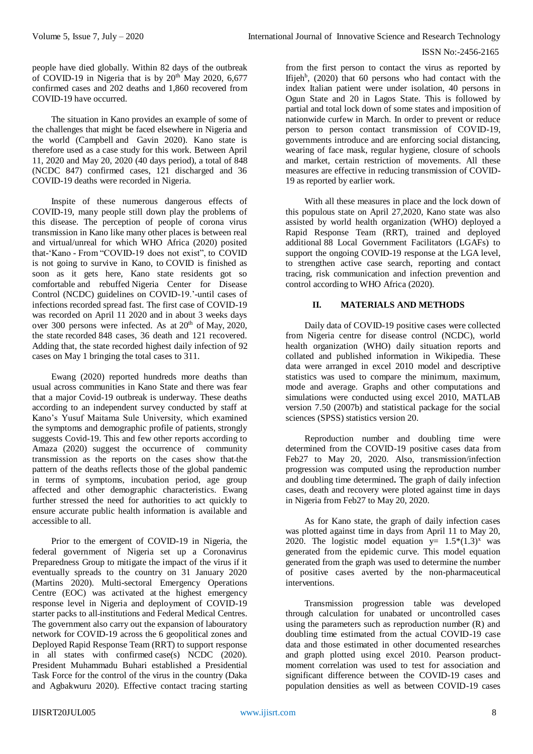people have died globally. Within 82 days of the outbreak of COVID-19 in Nigeria that is by 20th May 2020, 6,677 confirmed cases and 202 deaths and 1,860 recovered from COVID-19 have occurred.

The situation in Kano provides an example of some of the challenges that might be faced elsewhere in Nigeria and the world (Campbell and Gavin 2020). Kano state is therefore used as a case study for this work. Between April 11, 2020 and May 20, 2020 (40 days period), a total of 848 (NCDC 847) confirmed cases, 121 discharged and 36 COVID-19 deaths were recorded in Nigeria.

Inspite of these numerous dangerous effects of COVID-19, many people still down play the problems of this disease. The perception of people of corona virus transmission in Kano like many other places is between real and virtual/unreal for which WHO Africa (2020) posited that-'Kano - From "COVID-19 does not exist", to COVID is not going to survive in Kano, to COVID is finished as soon as it gets here, Kano state residents got so comfortable and rebuffed Nigeria Center for Disease Control (NCDC) guidelines on COVID-19.'-until cases of infections recorded spread fast. The first case of COVID-19 was recorded on April 11 2020 and in about 3 weeks days over 300 persons were infected. As at 20th of May, 2020, the state recorded 848 cases, 36 death and 121 recovered. Adding that, the state recorded highest daily infection of 92 cases on May 1 bringing the total cases to 311.

Ewang (2020) reported hundreds more deaths than usual across communities in Kano State and there was fear that a major Covid-19 outbreak is underway. These deaths according to an independent survey conducted by staff at Kano's Yusuf Maitama Sule University, which examined the symptoms and demographic profile of patients, strongly suggests Covid-19. This and few other reports according to Amaza (2020) suggest the occurrence of community transmission as the reports on the cases show that the pattern of the deaths reflects those of the global pandemic in terms of symptoms, incubation period, age group affected and other demographic characteristics. Ewang further stressed the need for authorities to act quickly to ensure accurate public health information is available and accessible to all.

Prior to the emergent of COVID-19 in Nigeria, the federal government of Nigeria set up a Coronavirus Preparedness Group to mitigate the impact of the virus if it eventually spreads to the country on 31 January 2020 (Martins 2020). Multi-sectoral Emergency Operations Centre (EOC) was activated at the highest emergency response level in Nigeria and deployment of COVID-19 starter packs to all institutions and Federal Medical Centres. The government also carry out the expansion of labouratory network for COVID-19 across the 6 geopolitical zones and Deployed Rapid Response Team (RRT) to support response in all states with confirmed case(s) NCDC (2020). President Muhammadu Buhari established a Presidential Task Force for the control of the virus in the country (Daka and Agbakwuru 2020). Effective contact tracing starting from the first person to contact the virus as reported by Ifijeh[b], (2020) that 60 persons who had contact with the index Italian patient were under isolation, 40 persons in Ogun State and 20 in Lagos State. This is followed by partial and total lock down of some states and imposition of nationwide curfew in March. In order to prevent or reduce person to person contact transmission of COVID-19, governments introduce and are enforcing social distancing, wearing of face mask, regular hygiene, closure of schools and market, certain restriction of movements. All these measures are effective in reducing transmission of COVID-19 as reported by earlier work.

With all these measures in place and the lock down of this populous state on April 27,2020, Kano state was also assisted by world health organization (WHO) deployed a Rapid Response Team (RRT), trained and deployed additional 88 Local Government Facilitators (LGAFs) to support the ongoing COVID-19 response at the LGA level, to strengthen active case search, reporting and contact tracing, risk communication and infection prevention and control according to WHO Africa (2020).

## II. MATERIALS AND METHODS

Daily data of COVID-19 positive cases were collected from Nigeria centre for disease control (NCDC), world health organization (WHO) daily situation reports and collated and published information in Wikipedia. These data were arranged in excel 2010 model and descriptive statistics was used to compare the minimum, maximum, mode and average. Graphs and other computations and simulations were conducted using excel 2010, MATLAB version 7.50 (2007b) and statistical package for the social sciences (SPSS) statistics version 20.

Reproduction number and doubling time were determined from the COVID-19 positive cases data from Feb27 to May 20, 2020. Also, transmission/infection progression was computed using the reproduction number and doubling time determined**.** The graph of daily infection cases, death and recovery were ploted against time in days in Nigeria from Feb27 to May 20, 2020.

As for Kano state, the graph of daily infection cases was plotted against time in days from April 11 to May 20, 2020. The logistic model equation $y= 1.5*(1.3)^x$ was generated from the epidemic curve. This model equation generated from the graph was used to determine the number of positive cases averted by the non-pharmaceutical interventions.

Transmission progression table was developed through calculation for unabated or uncontrolled cases using the parameters such as reproduction number (R) and doubling time estimated from the actual COVID-19 case data and those estimated in other documented researches and graph plotted using excel 2010. Pearson product-moment correlation was used to test for association and significant difference between the COVID-19 cases and population densities as well as between COVID-19 cases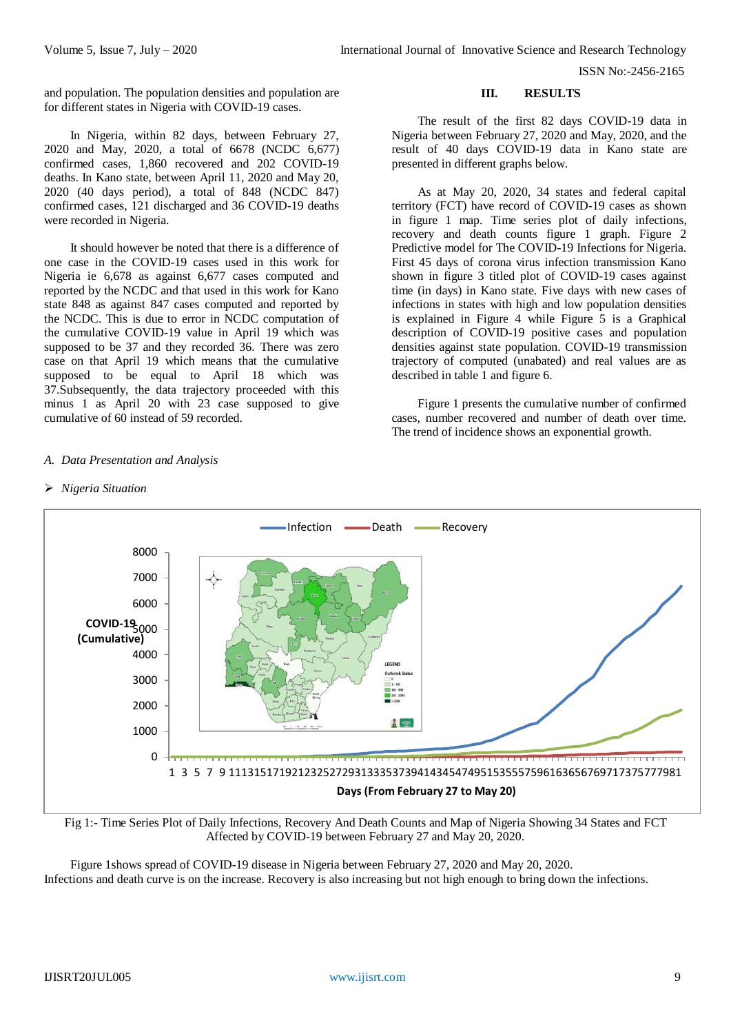and population. The population densities and population are for different states in Nigeria with COVID-19 cases.

In Nigeria, within 82 days, between February 27, 2020 and May, 2020, a total of 6678 (NCDC 6,677) confirmed cases, 1,860 recovered and 202 COVID-19 deaths. In Kano state, between April 11, 2020 and May 20, 2020 (40 days period), a total of 848 (NCDC 847) confirmed cases, 121 discharged and 36 COVID-19 deaths were recorded in Nigeria.

It should however be noted that there is a difference of one case in the COVID-19 cases used in this work for Nigeria ie 6,678 as against 6,677 cases computed and reported by the NCDC and that used in this work for Kano state 848 as against 847 cases computed and reported by the NCDC. This is due to error in NCDC computation of the cumulative COVID-19 value in April 19 which was supposed to be 37 and they recorded 36. There was zero case on that April 19 which means that the cumulative supposed to be equal to April 18 which was 37.Subsequently, the data trajectory proceeded with this minus 1 as April 20 with 23 case supposed to give cumulative of 60 instead of 59 recorded.

### A. Data Presentation and Analysis

➢ *Nigeria Situation*

## III. RESULTS

The result of the first 82 days COVID-19 data in Nigeria between February 27, 2020 and May, 2020, and the result of 40 days COVID-19 data in Kano state are presented in different graphs below.

As at May 20, 2020, 34 states and federal capital territory (FCT) have record of COVID-19 cases as shown in figure 1 map. Time series plot of daily infections, recovery and death counts figure 1 graph. Figure 2 Predictive model for The COVID-19 Infections for Nigeria. First 45 days of corona virus infection transmission Kano shown in figure 3 titled plot of COVID-19 cases against time (in days) in Kano state. Five days with new cases of infections in states with high and low population densities is explained in Figure 4 while Figure 5 is a Graphical description of COVID-19 positive cases and population densities against state population. COVID-19 transmission trajectory of computed (unabated) and real values are as described in table 1 and figure 6.

Figure 1 presents the cumulative number of confirmed cases, number recovered and number of death over time. The trend of incidence shows an exponential growth.

Fig 1:- Time Series Plot of Daily Infections, Recovery And Death Counts and Map of Nigeria Showing 34 States and FCT Affected by COVID-19 between February 27 and May 20, 2020.

Figure 1shows spread of COVID-19 disease in Nigeria between February 27, 2020 and May 20, 2020. Infections and death curve is on the increase. Recovery is also increasing but not high enough to bring down the infections.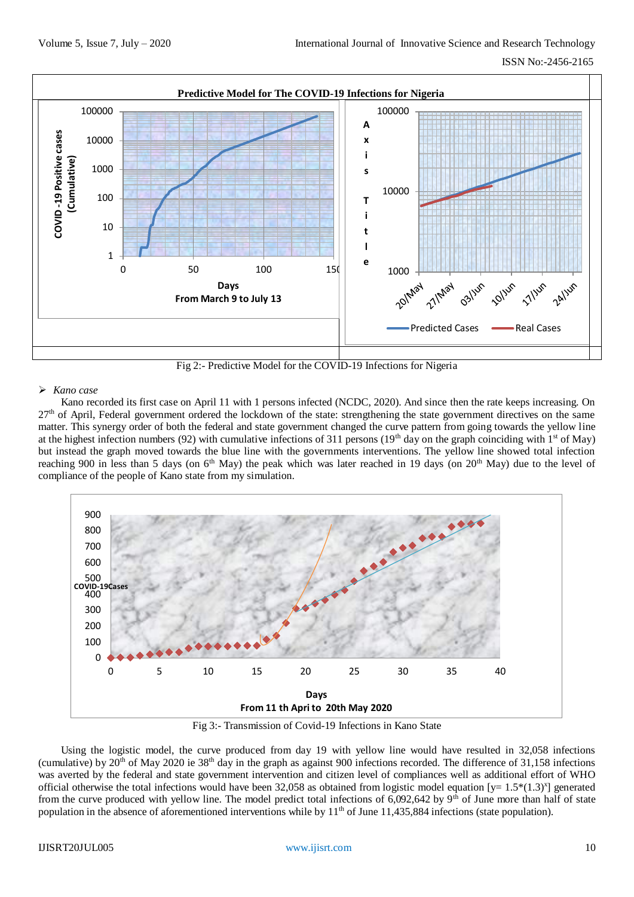Predictive Model for The COVID-19 Infections for Nigeria

COVID -19 Positive cases (Cumulative)

100000
10000
1000
100
10
1

0 50 100 150

Days
From March 9 to July 13

Axis Title

100000
10000
1000

20/May 27/May 03/Jun 10/Jun 17/Jun 24/Jun

Predicted Cases   Real Cases

Fig 2:- Predictive Model for the COVID-19 Infections for Nigeria

- *Kano case*

Kano recorded its first case on April 11 with 1 persons infected (NCDC, 2020). And since then the rate keeps increasing. On 27[th] of April, Federal government ordered the lockdown of the state: strengthening the state government directives on the same matter. This synergy order of both the federal and state government changed the curve pattern from going towards the yellow line at the highest infection numbers (92) with cumulative infections of 311 persons (19[th] day on the graph coinciding with 1[st] of May) but instead the graph moved towards the blue line with the governments interventions. The yellow line showed total infection reaching 900 in less than 5 days (on 6[th] May) the peak which was later reached in 19 days (on 20[th] May) due to the level of compliance of the people of Kano state from my simulation.

COVID-19Cases

900
800
700
600
500
400
300
200
100
0

0 5 10 15 20 25 30 35 40

Days
From 11 th Apri to 20th May 2020

Fig 3:- Transmission of Covid-19 Infections in Kano State

Using the logistic model, the curve produced from day 19 with yellow line would have resulted in 32,058 infections (cumulative) by 20[th] of May 2020 ie 38[th] day in the graph as against 900 infections recorded. The difference of 31,158 infections was averted by the federal and state government intervention and citizen level of compliances well as additional effort of WHO official otherwise the total infections would have been 32,058 as obtained from logistic model equation [$y= 1.5*(1.3)^x$] generated from the curve produced with yellow line. The model predict total infections of 6,092,642 by 9[th] of June more than half of state population in the absence of aforementioned interventions while by 11[th] of June 11,435,884 infections (state population).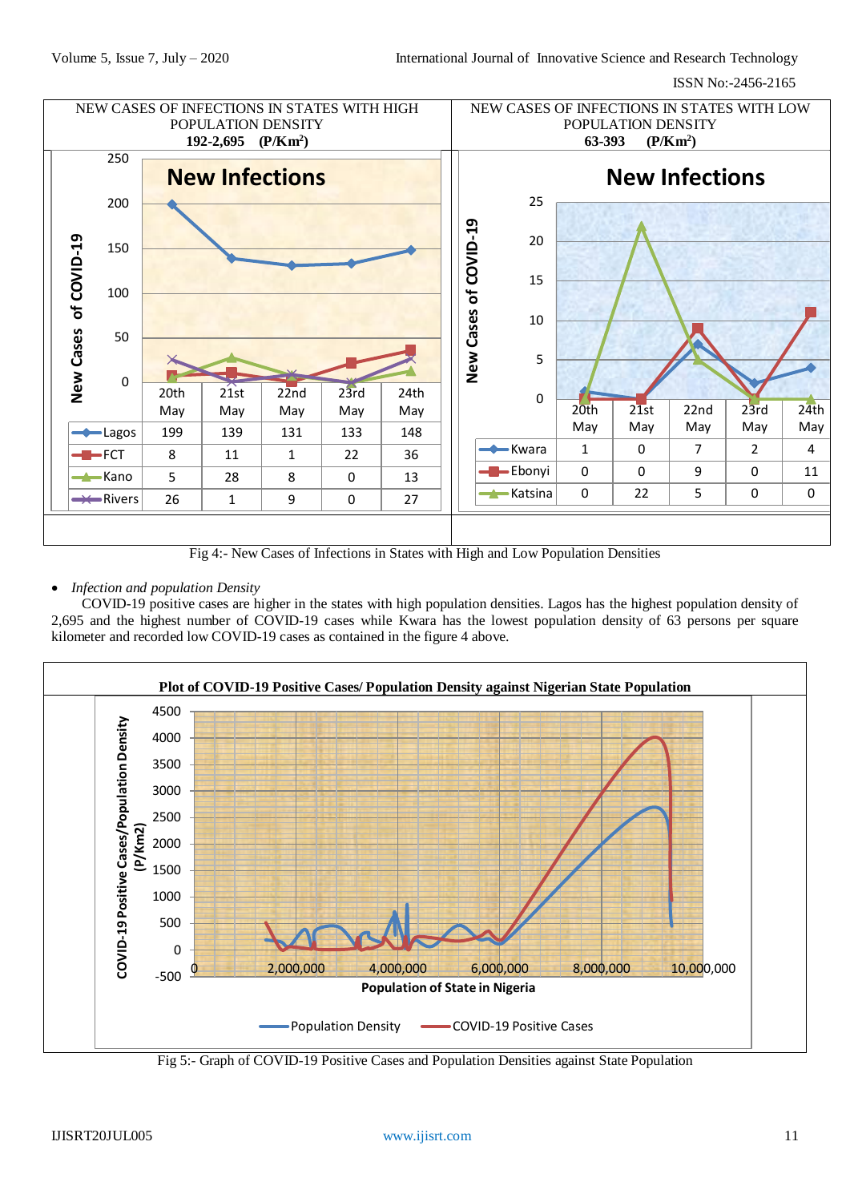NEW CASES OF INFECTIONS IN STATES WITH HIGH POPULATION DENSITY
**192-2,695 (P/Km²)**

New Infections

New Cases of COVID-19

250
200
150
100
50
0

| | 20th May | 21st May | 22nd May | 23rd May | 24th May |
|---|---|---|---|---|---|
| Lagos | 199 | 139 | 131 | 133 | 148 |
| FCT | 8 | 11 | 1 | 22 | 36 |
| Kano | 5 | 28 | 8 | 0 | 13 |
| Rivers | 26 | 1 | 9 | 0 | 27 |

NEW CASES OF INFECTIONS IN STATES WITH LOW POPULATION DENSITY
**63-393 (P/Km²)**

New Infections

New Cases of COVID-19

25
20
15
10
5
0

| | 20th May | 21st May | 22nd May | 23rd May | 24th May |
|---|---|---|---|---|---|
| Kwara | 1 | 0 | 7 | 2 | 4 |
| Ebonyi | 0 | 0 | 9 | 0 | 11 |
| Katsina | 0 | 22 | 5 | 0 | 0 |

Fig 4:- New Cases of Infections in States with High and Low Population Densities

- *Infection and population Density*

COVID-19 positive cases are higher in the states with high population densities. Lagos has the highest population density of 2,695 and the highest number of COVID-19 cases while Kwara has the lowest population density of 63 persons per square kilometer and recorded low COVID-19 cases as contained in the figure 4 above.

**Plot of COVID-19 Positive Cases/ Population Density against Nigerian State Population**

COVID-19 Positive Cases/Population Density (P/Km2)

4500
4000
3500
3000
2500
2000
1500
1000
500
0
-500

0
2,000,000
4,000,000
6,000,000
8,000,000
10,000,000

Population of State in Nigeria

Population Density
COVID-19 Positive Cases

Fig 5:- Graph of COVID-19 Positive Cases and Population Densities against State Population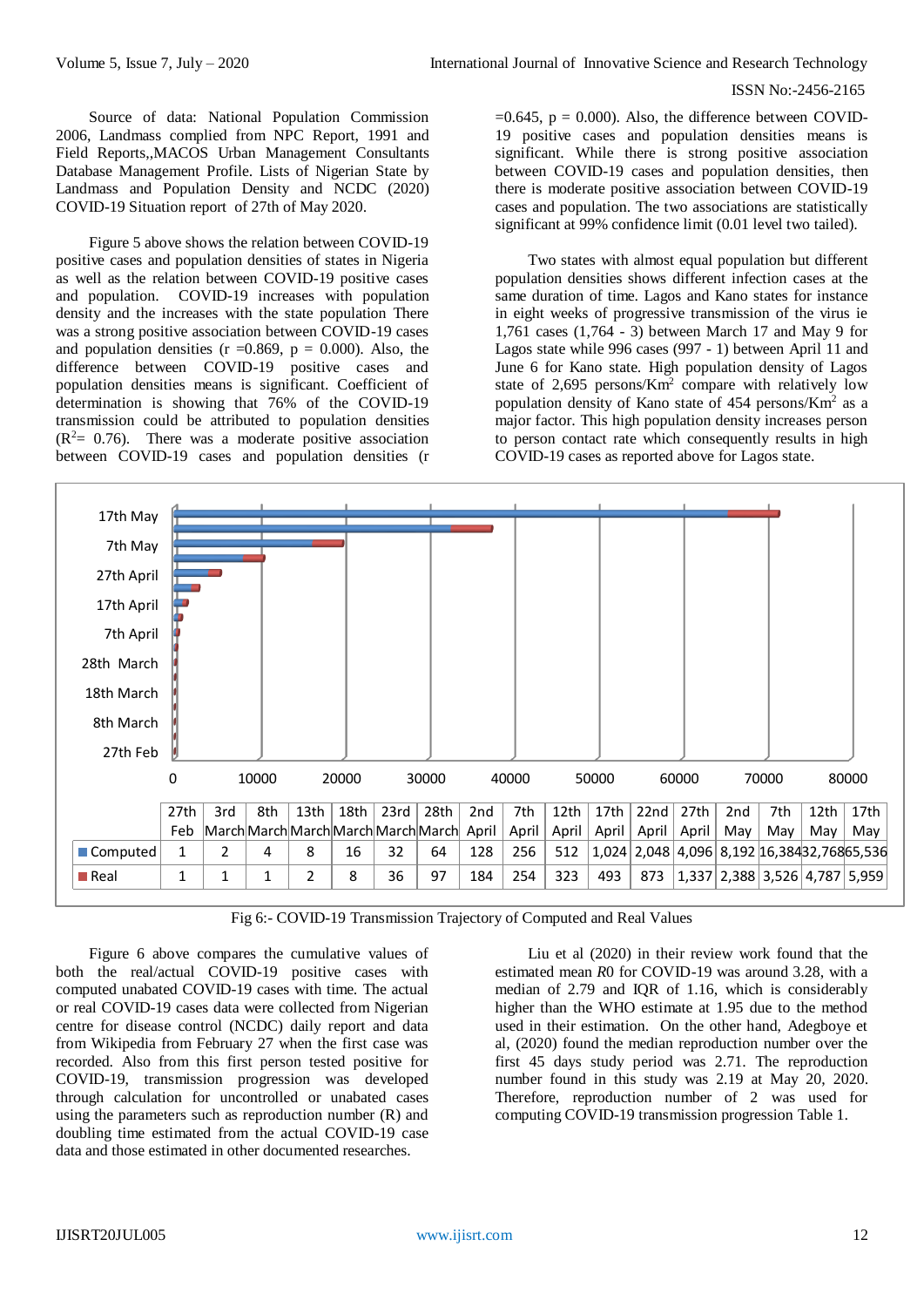Source of data: National Population Commission 2006, Landmass complied from NPC Report, 1991 and Field Reports,,MACOS Urban Management Consultants Database Management Profile. Lists of Nigerian State by Landmass and Population Density and NCDC (2020) COVID-19 Situation report of 27th of May 2020.

Figure 5 above shows the relation between COVID-19 positive cases and population densities of states in Nigeria as well as the relation between COVID-19 positive cases and population. COVID-19 increases with population density and the increases with the state population There was a strong positive association between COVID-19 cases and population densities (r =0.869, p = 0.000). Also, the difference between COVID-19 positive cases and population densities means is significant. Coefficient of determination is showing that 76% of the COVID-19 transmission could be attributed to population densities ($R^2$= 0.76). There was a moderate positive association between COVID-19 cases and population densities (r =0.645, p = 0.000). Also, the difference between COVID-19 positive cases and population densities means is significant. While there is strong positive association between COVID-19 cases and population densities, then there is moderate positive association between COVID-19 cases and population. The two associations are statistically significant at 99% confidence limit (0.01 level two tailed).

Two states with almost equal population but different population densities shows different infection cases at the same duration of time. Lagos and Kano states for instance in eight weeks of progressive transmission of the virus ie 1,761 cases (1,764 - 3) between March 17 and May 9 for Lagos state while 996 cases (997 - 1) between April 11 and June 6 for Kano state. High population density of Lagos state of 2,695 persons/$Km^2$ compare with relatively low population density of Kano state of 454 persons/$Km^2$ as a major factor. This high population density increases person to person contact rate which consequently results in high COVID-19 cases as reported above for Lagos state.

17th May
7th May
27th April
17th April
7th April
28th March
18th March
8th March
27th Feb

0 10000 20000 30000 40000 50000 60000 70000 80000

| | 27th Feb | 3rd March | 8th March | 13th March | 18th March | 23rd March | 28th March | 2nd April | 7th April | 12th April | 17th April | 22nd April | 27th April | 2nd May | 7th May | 12th May | 17th May |
|---|---|---|---|---|---|---|---|---|---|---|---|---|---|---|---|---|---|
| Computed | 1 | 2 | 4 | 8 | 16 | 32 | 64 | 128 | 256 | 512 | 1,024 | 2,048 | 4,096 | 8,192 | 16,384 | 32,768 | 65,536 |
| Real | 1 | 1 | 1 | 2 | 8 | 36 | 97 | 184 | 254 | 323 | 493 | 873 | 1,337 | 2,388 | 3,526 | 4,787 | 5,959 |

Fig 6:- COVID-19 Transmission Trajectory of Computed and Real Values

Figure 6 above compares the cumulative values of both the real/actual COVID-19 positive cases with computed unabated COVID-19 cases with time. The actual or real COVID-19 cases data were collected from Nigerian centre for disease control (NCDC) daily report and data from Wikipedia from February 27 when the first case was recorded. Also from this first person tested positive for COVID-19, transmission progression was developed through calculation for uncontrolled or unabated cases using the parameters such as reproduction number (R) and doubling time estimated from the actual COVID-19 case data and those estimated in other documented researches.

Liu et al (2020) in their review work found that the estimated mean *R*0 for COVID-19 was around 3.28, with a median of 2.79 and IQR of 1.16, which is considerably higher than the WHO estimate at 1.95 due to the method used in their estimation. On the other hand, Adegboye et al, (2020) found the median reproduction number over the first 45 days study period was 2.71. The reproduction number found in this study was 2.19 at May 20, 2020. Therefore, reproduction number of 2 was used for computing COVID-19 transmission progression Table 1.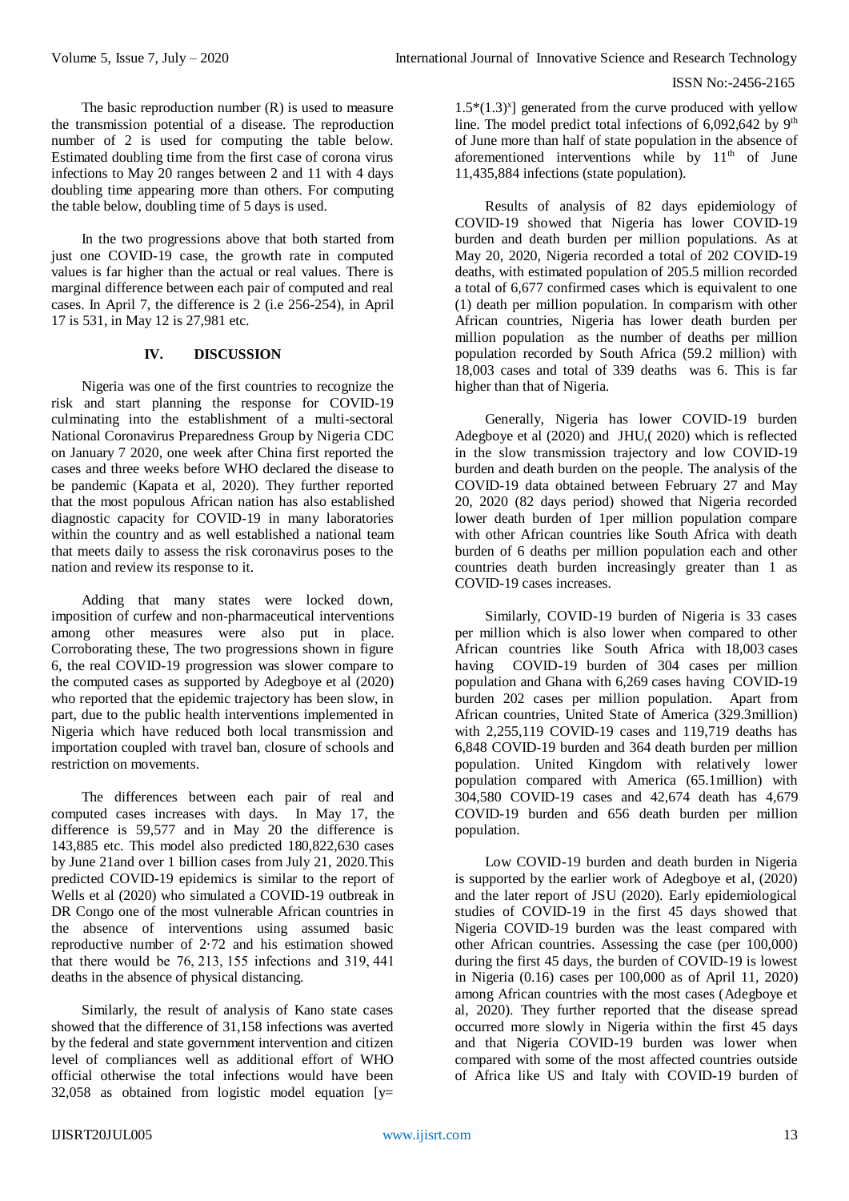The basic reproduction number (R) is used to measure the transmission potential of a disease. The reproduction number of 2 is used for computing the table below. Estimated doubling time from the first case of corona virus infections to May 20 ranges between 2 and 11 with 4 days doubling time appearing more than others. For computing the table below, doubling time of 5 days is used.

In the two progressions above that both started from just one COVID-19 case, the growth rate in computed values is far higher than the actual or real values. There is marginal difference between each pair of computed and real cases. In April 7, the difference is 2 (i.e 256-254), in April 17 is 531, in May 12 is 27,981 etc.

## IV. DISCUSSION

Nigeria was one of the first countries to recognize the risk and start planning the response for COVID-19 culminating into the establishment of a multi-sectoral National Coronavirus Preparedness Group by Nigeria CDC on January 7 2020, one week after China first reported the cases and three weeks before WHO declared the disease to be pandemic (Kapata et al, 2020). They further reported that the most populous African nation has also established diagnostic capacity for COVID-19 in many laboratories within the country and as well established a national team that meets daily to assess the risk coronavirus poses to the nation and review its response to it.

Adding that many states were locked down, imposition of curfew and non-pharmaceutical interventions among other measures were also put in place. Corroborating these, The two progressions shown in figure 6, the real COVID-19 progression was slower compare to the computed cases as supported by Adegboye et al (2020) who reported that the epidemic trajectory has been slow, in part, due to the public health interventions implemented in Nigeria which have reduced both local transmission and importation coupled with travel ban, closure of schools and restriction on movements.

The differences between each pair of real and computed cases increases with days. In May 17, the difference is 59,577 and in May 20 the difference is 143,885 etc. This model also predicted 180,822,630 cases by June 21and over 1 billion cases from July 21, 2020.This predicted COVID-19 epidemics is similar to the report of Wells et al (2020) who simulated a COVID-19 outbreak in DR Congo one of the most vulnerable African countries in the absence of interventions using assumed basic reproductive number of 2·72 and his estimation showed that there would be 76, 213, 155 infections and 319, 441 deaths in the absence of physical distancing.

Similarly, the result of analysis of Kano state cases showed that the difference of 31,158 infections was averted by the federal and state government intervention and citizen level of compliances well as additional effort of WHO official otherwise the total infections would have been 32,058 as obtained from logistic model equation [$y= 1.5*(1.3)^x$] generated from the curve produced with yellow line. The model predict total infections of 6,092,642 by 9[th] of June more than half of state population in the absence of aforementioned interventions while by 11[th] of June 11,435,884 infections (state population).

Results of analysis of 82 days epidemiology of COVID-19 showed that Nigeria has lower COVID-19 burden and death burden per million populations. As at May 20, 2020, Nigeria recorded a total of 202 COVID-19 deaths, with estimated population of 205.5 million recorded a total of 6,677 confirmed cases which is equivalent to one (1) death per million population. In comparism with other African countries, Nigeria has lower death burden per million population as the number of deaths per million population recorded by South Africa (59.2 million) with 18,003 cases and total of 339 deaths was 6. This is far higher than that of Nigeria.

Generally, Nigeria has lower COVID-19 burden Adegboye et al (2020) and JHU,( 2020) which is reflected in the slow transmission trajectory and low COVID-19 burden and death burden on the people. The analysis of the COVID-19 data obtained between February 27 and May 20, 2020 (82 days period) showed that Nigeria recorded lower death burden of 1per million population compare with other African countries like South Africa with death burden of 6 deaths per million population each and other countries death burden increasingly greater than 1 as COVID-19 cases increases.

Similarly, COVID-19 burden of Nigeria is 33 cases per million which is also lower when compared to other African countries like South Africa with 18,003 cases having COVID-19 burden of 304 cases per million population and Ghana with 6,269 cases having COVID-19 burden 202 cases per million population. Apart from African countries, United State of America (329.3million) with 2,255,119 COVID-19 cases and 119,719 deaths has 6,848 COVID-19 burden and 364 death burden per million population. United Kingdom with relatively lower population compared with America (65.1million) with 304,580 COVID-19 cases and 42,674 death has 4,679 COVID-19 burden and 656 death burden per million population.

Low COVID-19 burden and death burden in Nigeria is supported by the earlier work of Adegboye et al, (2020) and the later report of JSU (2020). Early epidemiological studies of COVID-19 in the first 45 days showed that Nigeria COVID-19 burden was the least compared with other African countries. Assessing the case (per 100,000) during the first 45 days, the burden of COVID-19 is lowest in Nigeria (0.16) cases per 100,000 as of April 11, 2020) among African countries with the most cases (Adegboye et al, 2020). They further reported that the disease spread occurred more slowly in Nigeria within the first 45 days and that Nigeria COVID-19 burden was lower when compared with some of the most affected countries outside of Africa like US and Italy with COVID-19 burden of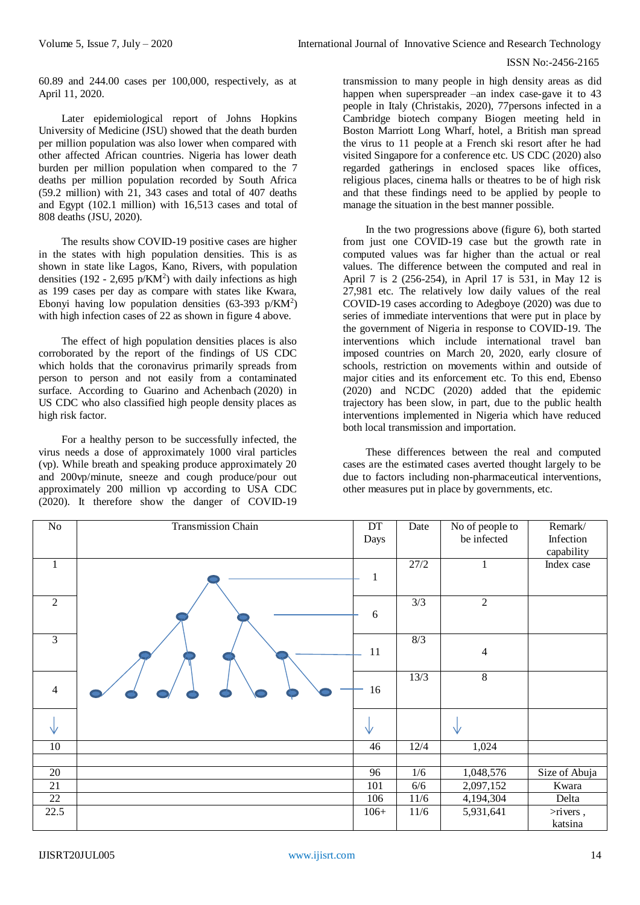60.89 and 244.00 cases per 100,000, respectively, as at April 11, 2020.

Later epidemiological report of Johns Hopkins University of Medicine (JSU) showed that the death burden per million population was also lower when compared with other affected African countries. Nigeria has lower death burden per million population when compared to the 7 deaths per million population recorded by South Africa (59.2 million) with 21, 343 cases and total of 407 deaths and Egypt (102.1 million) with 16,513 cases and total of 808 deaths (JSU, 2020).

The results show COVID-19 positive cases are higher in the states with high population densities. This is as shown in state like Lagos, Kano, Rivers, with population densities (192 - 2,695 p/KM$^2$) with daily infections as high as 199 cases per day as compare with states like Kwara, Ebonyi having low population densities (63-393 p/KM$^2$) with high infection cases of 22 as shown in figure 4 above.

The effect of high population densities places is also corroborated by the report of the findings of US CDC which holds that the coronavirus primarily spreads from person to person and not easily from a contaminated surface. According to Guarino and Achenbach (2020) in US CDC who also classified high people density places as high risk factor.

For a healthy person to be successfully infected, the virus needs a dose of approximately 1000 viral particles (vp). While breath and speaking produce approximately 20 and 200vp/minute, sneeze and cough produce/pour out approximately 200 million vp according to USA CDC (2020). It therefore show the danger of COVID-19 transmission to many people in high density areas as did happen when superspreader –an index case-gave it to 43 people in Italy (Christakis, 2020), 77persons infected in a Cambridge biotech company Biogen meeting held in Boston Marriott Long Wharf, hotel, a British man spread the virus to 11 people at a French ski resort after he had visited Singapore for a conference etc. US CDC (2020) also regarded gatherings in enclosed spaces like offices, religious places, cinema halls or theatres to be of high risk and that these findings need to be applied by people to manage the situation in the best manner possible.

In the two progressions above (figure 6), both started from just one COVID-19 case but the growth rate in computed values was far higher than the actual or real values. The difference between the computed and real in April 7 is 2 (256-254), in April 17 is 531, in May 12 is 27,981 etc. The relatively low daily values of the real COVID-19 cases according to Adegboye (2020) was due to series of immediate interventions that were put in place by the government of Nigeria in response to COVID-19. The interventions which include international travel ban imposed countries on March 20, 2020, early closure of schools, restriction on movements within and outside of major cities and its enforcement etc. To this end, Ebenso (2020) and NCDC (2020) added that the epidemic trajectory has been slow, in part, due to the public health interventions implemented in Nigeria which have reduced both local transmission and importation.

These differences between the real and computed cases are the estimated cases averted thought largely to be due to factors including non-pharmaceutical interventions, other measures put in place by governments, etc.

| No | Transmission Chain | DT Days | Date | No of people to be infected | Remark/ Infection capability |
|---|---|---|---|---|---|
| 1 | | 1 | 27/2 | 1 | Index case |
| 2 | | 6 | 3/3 | 2 | |
| 3 | | 11 | 8/3 | 4 | |
| 4 | | 16 | 13/3 | 8 | |
| ↓ | | ↓ | | ↓ | |
| 10 | | 46 | 12/4 | 1,024 | |
| | | | | | |
| 20 | | 96 | 1/6 | 1,048,576 | Size of Abuja |
| 21 | | 101 | 6/6 | 2,097,152 | Kwara |
| 22 | | 106 | 11/6 | 4,194,304 | Delta |
| 22.5 | | 106+ | 11/6 | 5,931,641 | >rivers , katsina |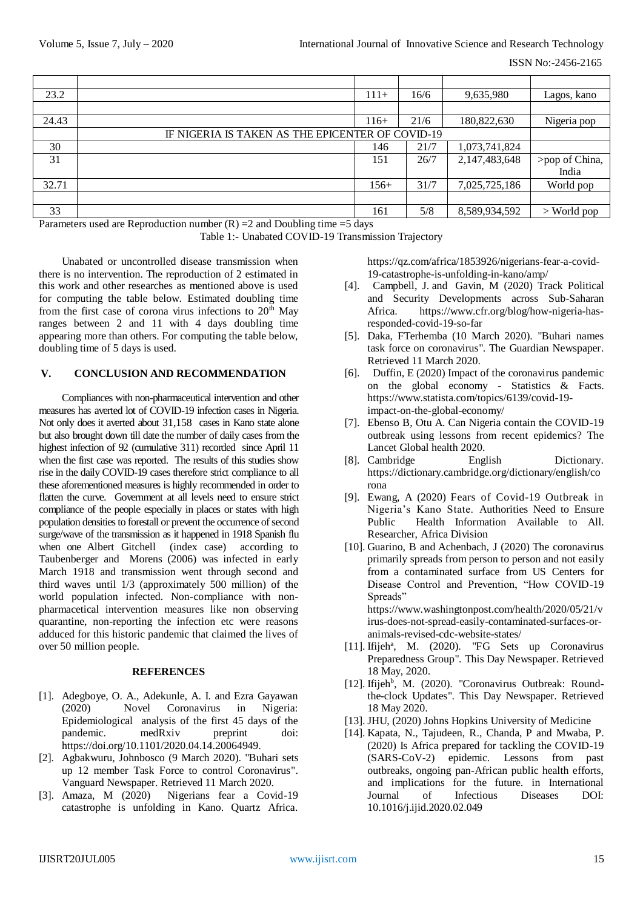| | | | | | |
|---|---|---|---|---|---|
| 23.2 | | 111+ | 16/6 | 9,635,980 | Lagos, kano |
| | | | | | |
| 24.43 | | 116+ | 21/6 | 180,822,630 | Nigeria pop |
| | IF NIGERIA IS TAKEN AS THE EPICENTER OF COVID-19 | | | | |
| 30 | | 146 | 21/7 | 1,073,741,824 | |
| 31 | | 151 | 26/7 | 2,147,483,648 | >pop of China, India |
| 32.71 | | 156+ | 31/7 | 7,025,725,186 | World pop |
| | | | | | |
| 33 | | 161 | 5/8 | 8,589,934,592 | > World pop |

Parameters used are Reproduction number (R) =2 and Doubling time =5 days

Table 1:- Unabated COVID-19 Transmission Trajectory

Unabated or uncontrolled disease transmission when there is no intervention. The reproduction of 2 estimated in this work and other researches as mentioned above is used for computing the table below. Estimated doubling time from the first case of corona virus infections to 20th May ranges between 2 and 11 with 4 days doubling time appearing more than others. For computing the table below, doubling time of 5 days is used.

## V. CONCLUSION AND RECOMMENDATION

Compliances with non-pharmaceutical intervention and other measures has averted lot of COVID-19 infection cases in Nigeria. Not only does it averted about 31,158 cases in Kano state alone but also brought down till date the number of daily cases from the highest infection of 92 (cumulative 311) recorded since April 11 when the first case was reported. The results of this studies show rise in the daily COVID-19 cases therefore strict compliance to all these aforementioned measures is highly recommended in order to flatten the curve. Government at all levels need to ensure strict compliance of the people especially in places or states with high population densities to forestall or prevent the occurrence of second surge/wave of the transmission as it happened in 1918 Spanish flu when one Albert Gitchell (index case) according to Taubenberger and Morens (2006) was infected in early March 1918 and transmission went through second and third waves until 1/3 (approximately 500 million) of the world population infected. Non-compliance with non-pharmacetical intervention measures like non observing quarantine, non-reporting the infection etc were reasons adduced for this historic pandemic that claimed the lives of over 50 million people.

## REFERENCES

[1]. Adegboye, O. A., Adekunle, A. I. and Ezra Gayawan (2020) Novel Coronavirus in Nigeria: Epidemiological analysis of the first 45 days of the pandemic. medRxiv preprint doi: https://doi.org/10.1101/2020.04.14.20064949.

[2]. Agbakwuru, Johnbosco (9 March 2020). "Buhari sets up 12 member Task Force to control Coronavirus". Vanguard Newspaper. Retrieved 11 March 2020.

[3]. Amaza, M (2020) Nigerians fear a Covid-19 catastrophe is unfolding in Kano. Quartz Africa. https://qz.com/africa/1853926/nigerians-fear-a-covid-19-catastrophe-is-unfolding-in-kano/amp/

[4]. Campbell, J. and Gavin, M (2020) Track Political and Security Developments across Sub-Saharan Africa. https://www.cfr.org/blog/how-nigeria-has-responded-covid-19-so-far

[5]. Daka, FTerhemba (10 March 2020). "Buhari names task force on coronavirus". The Guardian Newspaper. Retrieved 11 March 2020.

[6]. Duffin, E (2020) Impact of the coronavirus pandemic on the global economy - Statistics & Facts. https://www.statista.com/topics/6139/covid-19-impact-on-the-global-economy/

[7]. Ebenso B, Otu A. Can Nigeria contain the COVID-19 outbreak using lessons from recent epidemics? The Lancet Global health 2020.

[8]. Cambridge English Dictionary. https://dictionary.cambridge.org/dictionary/english/corona

[9]. Ewang, A (2020) Fears of Covid-19 Outbreak in Nigeria's Kano State. Authorities Need to Ensure Public Health Information Available to All. Researcher, Africa Division

[10]. Guarino, B and Achenbach, J (2020) The coronavirus primarily spreads from person to person and not easily from a contaminated surface from US Centers for Disease Control and Prevention, "How COVID-19 Spreads" https://www.washingtonpost.com/health/2020/05/21/virus-does-not-spread-easily-contaminated-surfaces-or-animals-revised-cdc-website-states/

[11]. Ifijeh[a], M. (2020). "FG Sets up Coronavirus Preparedness Group". This Day Newspaper. Retrieved 18 May, 2020.

[12]. Ifijeh[b], M. (2020). "Coronavirus Outbreak: Round-the-clock Updates". This Day Newspaper. Retrieved 18 May 2020.

[13]. JHU, (2020) Johns Hopkins University of Medicine

[14]. Kapata, N., Tajudeen, R., Chanda, P and Mwaba, P. (2020) Is Africa prepared for tackling the COVID-19 (SARS-CoV-2) epidemic. Lessons from past outbreaks, ongoing pan-African public health efforts, and implications for the future. in International Journal of Infectious Diseases DOI: 10.1016/j.ijid.2020.02.049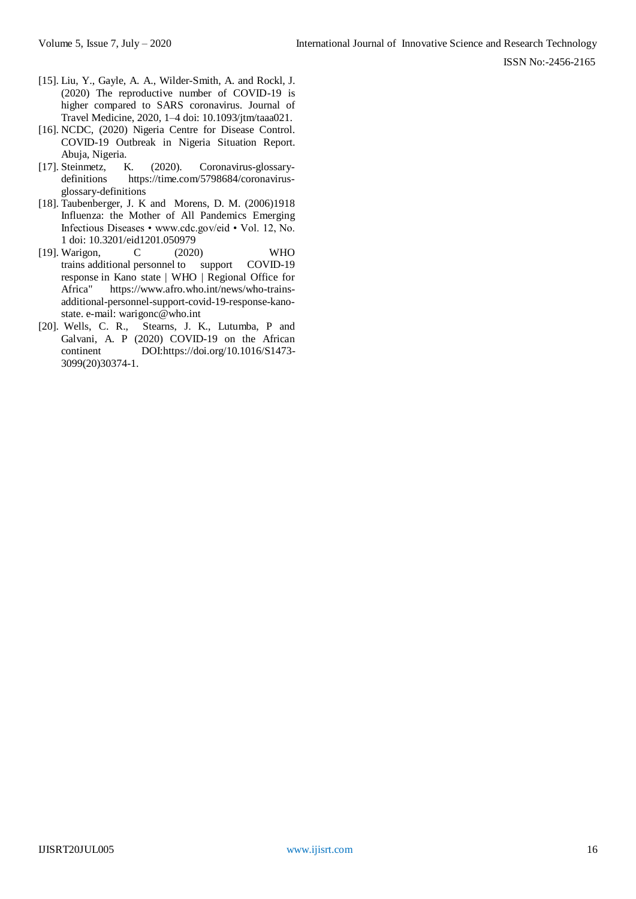[15]. Liu, Y., Gayle, A. A., Wilder-Smith, A. and Rockl, J. (2020) The reproductive number of COVID-19 is higher compared to SARS coronavirus. Journal of Travel Medicine, 2020, 1–4 doi: 10.1093/jtm/taaa021.

[16]. NCDC, (2020) Nigeria Centre for Disease Control. COVID-19 Outbreak in Nigeria Situation Report. Abuja, Nigeria.

[17]. Steinmetz, K. (2020). Coronavirus-glossary-definitions https://time.com/5798684/coronavirus-glossary-definitions

[18]. Taubenberger, J. K and Morens, D. M. (2006)1918 Influenza: the Mother of All Pandemics Emerging Infectious Diseases • www.cdc.gov/eid • Vol. 12, No. 1 doi: 10.3201/eid1201.050979

[19]. Warigon, C (2020) WHO trains additional personnel to support COVID-19 response in Kano state | WHO | Regional Office for Africa" https://www.afro.who.int/news/who-trains-additional-personnel-support-covid-19-response-kano-state. e-mail: warigonc@who.int

[20]. Wells, C. R., Stearns, J. K., Lutumba, P and Galvani, A. P (2020) COVID-19 on the African continent DOI:https://doi.org/10.1016/S1473-3099(20)30374-1.